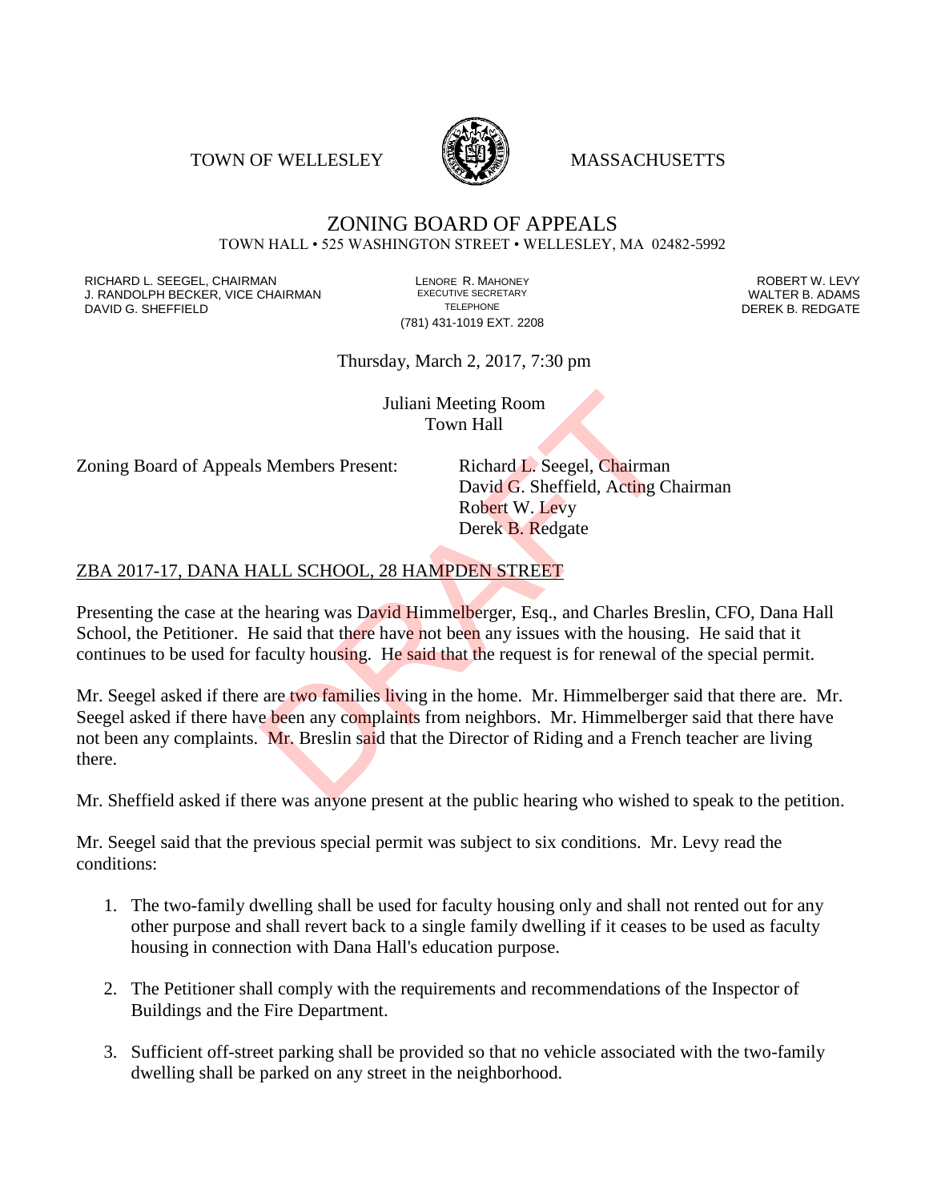TOWN OF WELLESLEY MASSACHUSETTS

# ZONING BOARD OF APPEALS

TOWN HALL • 525 WASHINGTON STREET • WELLESLEY, MA 02482-5992

RICHARD L. SEEGEL, CHAIRMAN
J. RANDOLPH BECKER, VICE CHAIRMAN
DAVID G. SHEFFIELD

LENORE R. MAHONEY
EXECUTIVE SECRETARY
TELEPHONE
(781) 431-1019 EXT. 2208

ROBERT W. LEVY
WALTER B. ADAMS
DEREK B. REDGATE

Thursday, March 2, 2017, 7:30 pm

Juliani Meeting Room
Town Hall

Zoning Board of Appeals Members Present: Richard L. Seegel, Chairman
David G. Sheffield, Acting Chairman
Robert W. Levy
Derek B. Redgate

## ZBA 2017-17, DANA HALL SCHOOL, 28 HAMPDEN STREET

Presenting the case at the hearing was David Himmelberger, Esq., and Charles Breslin, CFO, Dana Hall School, the Petitioner. He said that there have not been any issues with the housing. He said that it continues to be used for faculty housing. He said that the request is for renewal of the special permit.

Mr. Seegel asked if there are two families living in the home. Mr. Himmelberger said that there are. Mr. Seegel asked if there have been any complaints from neighbors. Mr. Himmelberger said that there have not been any complaints. Mr. Breslin said that the Director of Riding and a French teacher are living there.

Mr. Sheffield asked if there was anyone present at the public hearing who wished to speak to the petition.

Mr. Seegel said that the previous special permit was subject to six conditions. Mr. Levy read the conditions:

1. The two-family dwelling shall be used for faculty housing only and shall not rented out for any other purpose and shall revert back to a single family dwelling if it ceases to be used as faculty housing in connection with Dana Hall's education purpose.

2. The Petitioner shall comply with the requirements and recommendations of the Inspector of Buildings and the Fire Department.

3. Sufficient off-street parking shall be provided so that no vehicle associated with the two-family dwelling shall be parked on any street in the neighborhood.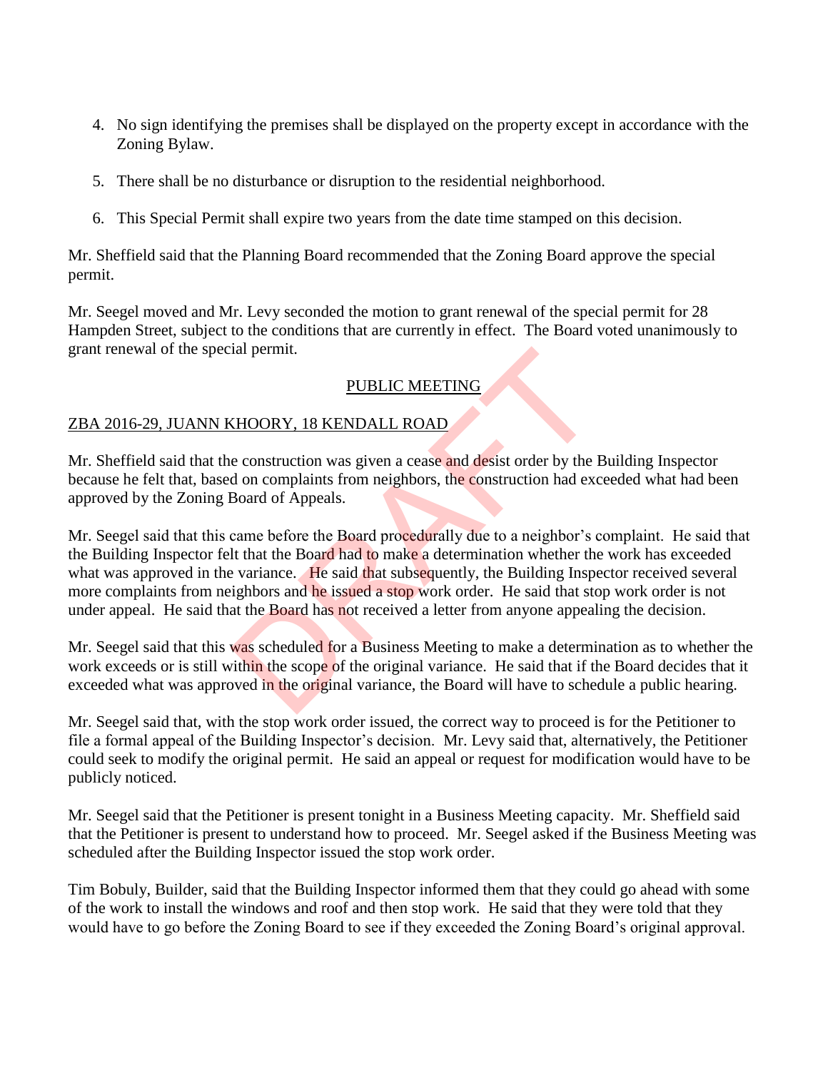4. No sign identifying the premises shall be displayed on the property except in accordance with the Zoning Bylaw.

5. There shall be no disturbance or disruption to the residential neighborhood.

6. This Special Permit shall expire two years from the date time stamped on this decision.

Mr. Sheffield said that the Planning Board recommended that the Zoning Board approve the special permit.

Mr. Seegel moved and Mr. Levy seconded the motion to grant renewal of the special permit for 28 Hampden Street, subject to the conditions that are currently in effect. The Board voted unanimously to grant renewal of the special permit.

PUBLIC MEETING

ZBA 2016-29, JUANN KHOORY, 18 KENDALL ROAD

Mr. Sheffield said that the construction was given a cease and desist order by the Building Inspector because he felt that, based on complaints from neighbors, the construction had exceeded what had been approved by the Zoning Board of Appeals.

Mr. Seegel said that this came before the Board procedurally due to a neighbor's complaint. He said that the Building Inspector felt that the Board had to make a determination whether the work has exceeded what was approved in the variance. He said that subsequently, the Building Inspector received several more complaints from neighbors and he issued a stop work order. He said that stop work order is not under appeal. He said that the Board has not received a letter from anyone appealing the decision.

Mr. Seegel said that this was scheduled for a Business Meeting to make a determination as to whether the work exceeds or is still within the scope of the original variance. He said that if the Board decides that it exceeded what was approved in the original variance, the Board will have to schedule a public hearing.

Mr. Seegel said that, with the stop work order issued, the correct way to proceed is for the Petitioner to file a formal appeal of the Building Inspector's decision. Mr. Levy said that, alternatively, the Petitioner could seek to modify the original permit. He said an appeal or request for modification would have to be publicly noticed.

Mr. Seegel said that the Petitioner is present tonight in a Business Meeting capacity. Mr. Sheffield said that the Petitioner is present to understand how to proceed. Mr. Seegel asked if the Business Meeting was scheduled after the Building Inspector issued the stop work order.

Tim Bobuly, Builder, said that the Building Inspector informed them that they could go ahead with some of the work to install the windows and roof and then stop work. He said that they were told that they would have to go before the Zoning Board to see if they exceeded the Zoning Board's original approval.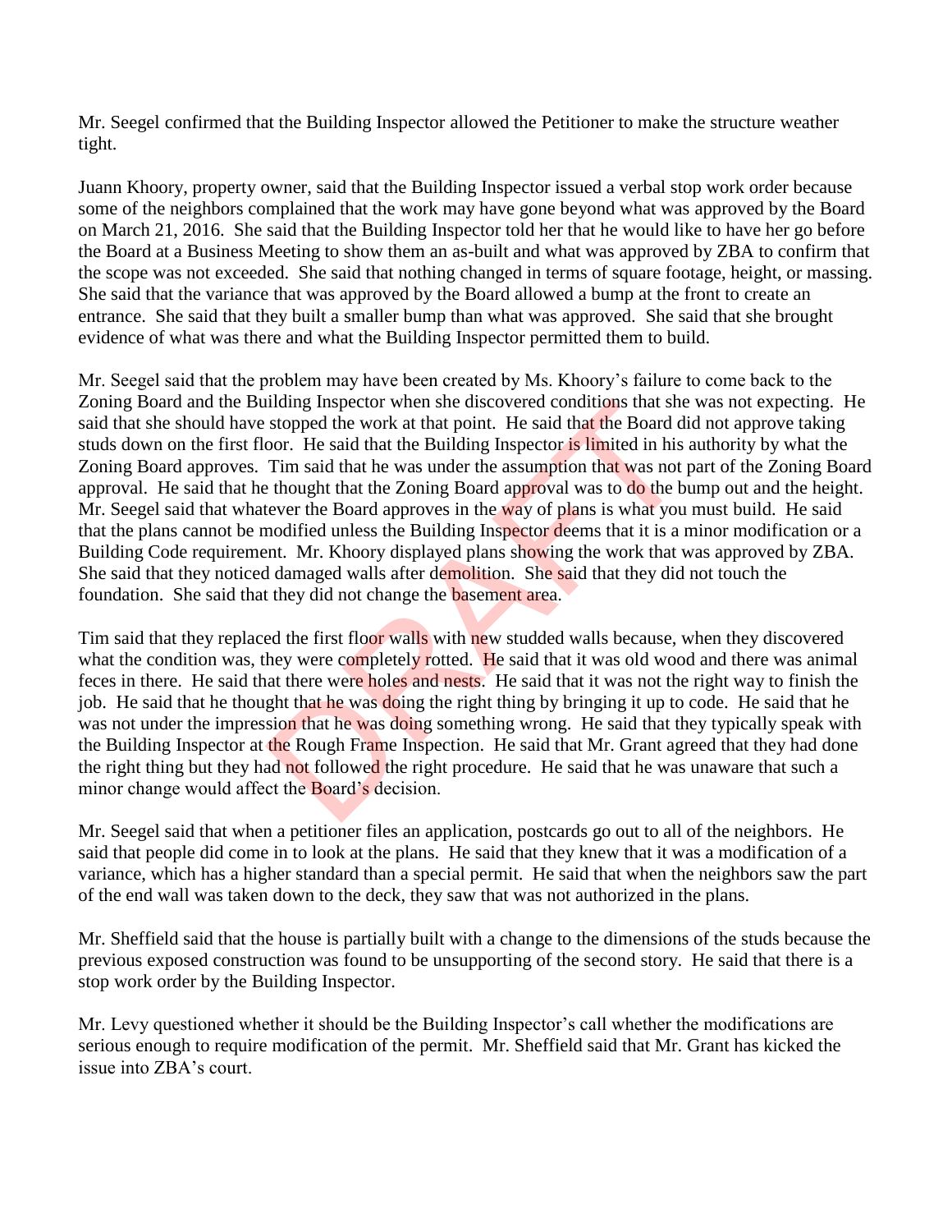Mr. Seegel confirmed that the Building Inspector allowed the Petitioner to make the structure weather tight.

Juann Khoory, property owner, said that the Building Inspector issued a verbal stop work order because some of the neighbors complained that the work may have gone beyond what was approved by the Board on March 21, 2016. She said that the Building Inspector told her that he would like to have her go before the Board at a Business Meeting to show them an as-built and what was approved by ZBA to confirm that the scope was not exceeded. She said that nothing changed in terms of square footage, height, or massing. She said that the variance that was approved by the Board allowed a bump at the front to create an entrance. She said that they built a smaller bump than what was approved. She said that she brought evidence of what was there and what the Building Inspector permitted them to build.

Mr. Seegel said that the problem may have been created by Ms. Khoory's failure to come back to the Zoning Board and the Building Inspector when she discovered conditions that she was not expecting. He said that she should have stopped the work at that point. He said that the Board did not approve taking studs down on the first floor. He said that the Building Inspector is limited in his authority by what the Zoning Board approves. Tim said that he was under the assumption that was not part of the Zoning Board approval. He said that he thought that the Zoning Board approval was to do the bump out and the height. Mr. Seegel said that whatever the Board approves in the way of plans is what you must build. He said that the plans cannot be modified unless the Building Inspector deems that it is a minor modification or a Building Code requirement. Mr. Khoory displayed plans showing the work that was approved by ZBA. She said that they noticed damaged walls after demolition. She said that they did not touch the foundation. She said that they did not change the basement area.

Tim said that they replaced the first floor walls with new studded walls because, when they discovered what the condition was, they were completely rotted. He said that it was old wood and there was animal feces in there. He said that there were holes and nests. He said that it was not the right way to finish the job. He said that he thought that he was doing the right thing by bringing it up to code. He said that he was not under the impression that he was doing something wrong. He said that they typically speak with the Building Inspector at the Rough Frame Inspection. He said that Mr. Grant agreed that they had done the right thing but they had not followed the right procedure. He said that he was unaware that such a minor change would affect the Board's decision.

Mr. Seegel said that when a petitioner files an application, postcards go out to all of the neighbors. He said that people did come in to look at the plans. He said that they knew that it was a modification of a variance, which has a higher standard than a special permit. He said that when the neighbors saw the part of the end wall was taken down to the deck, they saw that was not authorized in the plans.

Mr. Sheffield said that the house is partially built with a change to the dimensions of the studs because the previous exposed construction was found to be unsupporting of the second story. He said that there is a stop work order by the Building Inspector.

Mr. Levy questioned whether it should be the Building Inspector's call whether the modifications are serious enough to require modification of the permit. Mr. Sheffield said that Mr. Grant has kicked the issue into ZBA's court.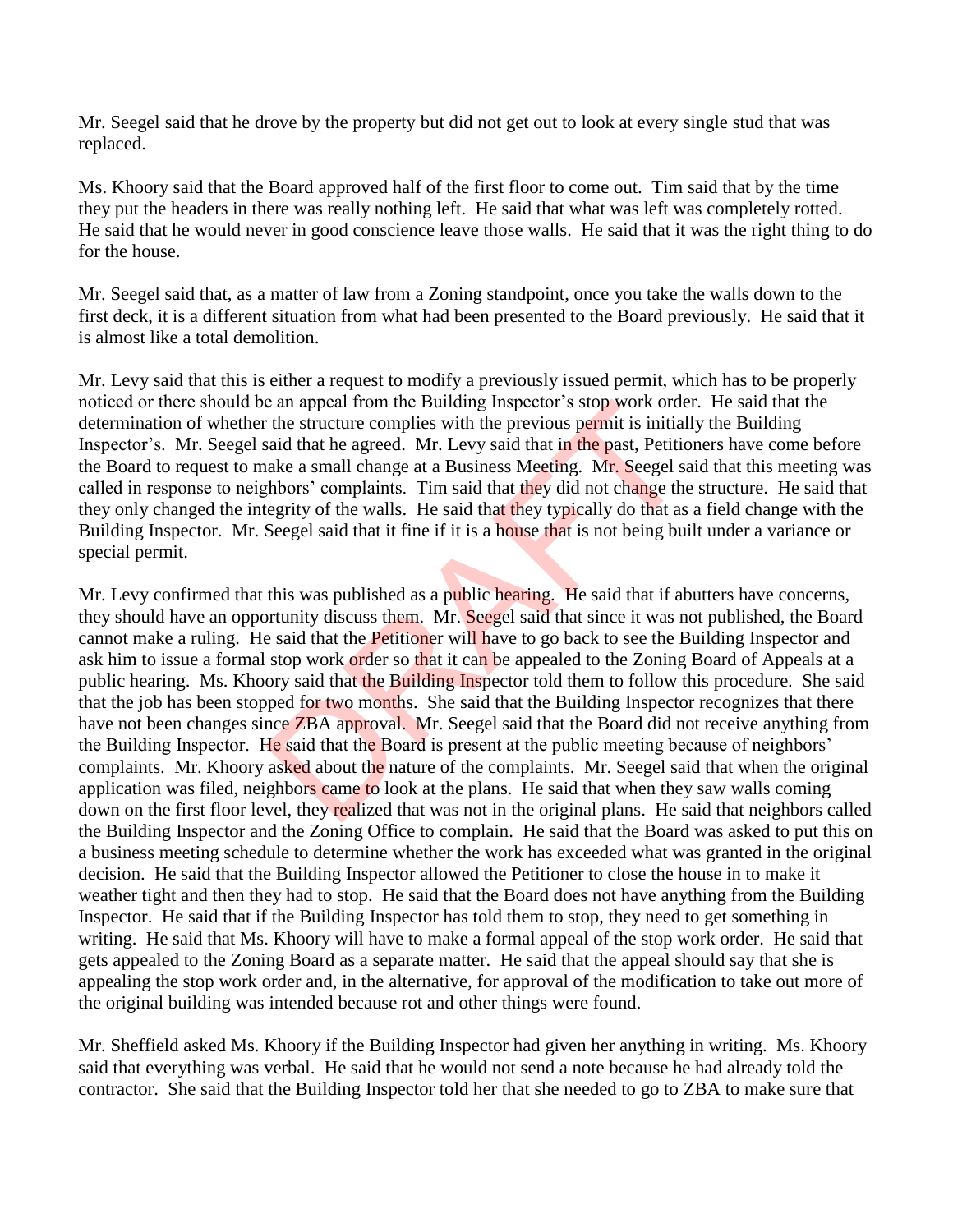Mr. Seegel said that he drove by the property but did not get out to look at every single stud that was replaced.

Ms. Khoory said that the Board approved half of the first floor to come out. Tim said that by the time they put the headers in there was really nothing left. He said that what was left was completely rotted. He said that he would never in good conscience leave those walls. He said that it was the right thing to do for the house.

Mr. Seegel said that, as a matter of law from a Zoning standpoint, once you take the walls down to the first deck, it is a different situation from what had been presented to the Board previously. He said that it is almost like a total demolition.

Mr. Levy said that this is either a request to modify a previously issued permit, which has to be properly noticed or there should be an appeal from the Building Inspector's stop work order. He said that the determination of whether the structure complies with the previous permit is initially the Building Inspector's. Mr. Seegel said that he agreed. Mr. Levy said that in the past, Petitioners have come before the Board to request to make a small change at a Business Meeting. Mr. Seegel said that this meeting was called in response to neighbors' complaints. Tim said that they did not change the structure. He said that they only changed the integrity of the walls. He said that they typically do that as a field change with the Building Inspector. Mr. Seegel said that it fine if it is a house that is not being built under a variance or special permit.

Mr. Levy confirmed that this was published as a public hearing. He said that if abutters have concerns, they should have an opportunity discuss them. Mr. Seegel said that since it was not published, the Board cannot make a ruling. He said that the Petitioner will have to go back to see the Building Inspector and ask him to issue a formal stop work order so that it can be appealed to the Zoning Board of Appeals at a public hearing. Ms. Khoory said that the Building Inspector told them to follow this procedure. She said that the job has been stopped for two months. She said that the Building Inspector recognizes that there have not been changes since ZBA approval. Mr. Seegel said that the Board did not receive anything from the Building Inspector. He said that the Board is present at the public meeting because of neighbors' complaints. Mr. Khoory asked about the nature of the complaints. Mr. Seegel said that when the original application was filed, neighbors came to look at the plans. He said that when they saw walls coming down on the first floor level, they realized that was not in the original plans. He said that neighbors called the Building Inspector and the Zoning Office to complain. He said that the Board was asked to put this on a business meeting schedule to determine whether the work has exceeded what was granted in the original decision. He said that the Building Inspector allowed the Petitioner to close the house in to make it weather tight and then they had to stop. He said that the Board does not have anything from the Building Inspector. He said that if the Building Inspector has told them to stop, they need to get something in writing. He said that Ms. Khoory will have to make a formal appeal of the stop work order. He said that gets appealed to the Zoning Board as a separate matter. He said that the appeal should say that she is appealing the stop work order and, in the alternative, for approval of the modification to take out more of the original building was intended because rot and other things were found.

Mr. Sheffield asked Ms. Khoory if the Building Inspector had given her anything in writing. Ms. Khoory said that everything was verbal. He said that he would not send a note because he had already told the contractor. She said that the Building Inspector told her that she needed to go to ZBA to make sure that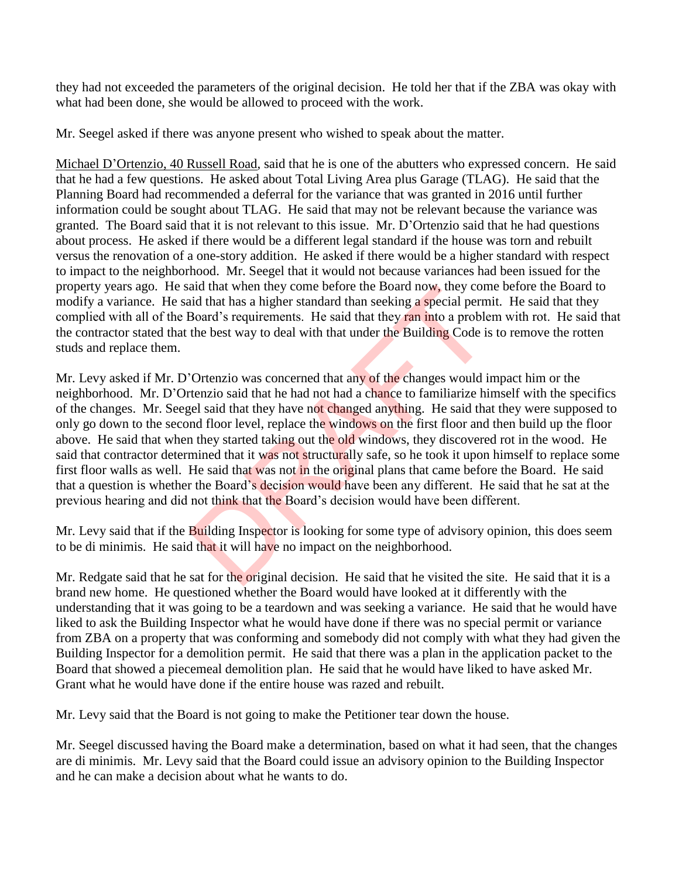they had not exceeded the parameters of the original decision. He told her that if the ZBA was okay with what had been done, she would be allowed to proceed with the work.

Mr. Seegel asked if there was anyone present who wished to speak about the matter.

Michael D'Ortenzio, 40 Russell Road, said that he is one of the abutters who expressed concern. He said that he had a few questions. He asked about Total Living Area plus Garage (TLAG). He said that the Planning Board had recommended a deferral for the variance that was granted in 2016 until further information could be sought about TLAG. He said that may not be relevant because the variance was granted. The Board said that it is not relevant to this issue. Mr. D'Ortenzio said that he had questions about process. He asked if there would be a different legal standard if the house was torn and rebuilt versus the renovation of a one-story addition. He asked if there would be a higher standard with respect to impact to the neighborhood. Mr. Seegel that it would not because variances had been issued for the property years ago. He said that when they come before the Board now, they come before the Board to modify a variance. He said that has a higher standard than seeking a special permit. He said that they complied with all of the Board's requirements. He said that they ran into a problem with rot. He said that the contractor stated that the best way to deal with that under the Building Code is to remove the rotten studs and replace them.

Mr. Levy asked if Mr. D'Ortenzio was concerned that any of the changes would impact him or the neighborhood. Mr. D'Ortenzio said that he had not had a chance to familiarize himself with the specifics of the changes. Mr. Seegel said that they have not changed anything. He said that they were supposed to only go down to the second floor level, replace the windows on the first floor and then build up the floor above. He said that when they started taking out the old windows, they discovered rot in the wood. He said that contractor determined that it was not structurally safe, so he took it upon himself to replace some first floor walls as well. He said that was not in the original plans that came before the Board. He said that a question is whether the Board's decision would have been any different. He said that he sat at the previous hearing and did not think that the Board's decision would have been different.

Mr. Levy said that if the Building Inspector is looking for some type of advisory opinion, this does seem to be di minimis. He said that it will have no impact on the neighborhood.

Mr. Redgate said that he sat for the original decision. He said that he visited the site. He said that it is a brand new home. He questioned whether the Board would have looked at it differently with the understanding that it was going to be a teardown and was seeking a variance. He said that he would have liked to ask the Building Inspector what he would have done if there was no special permit or variance from ZBA on a property that was conforming and somebody did not comply with what they had given the Building Inspector for a demolition permit. He said that there was a plan in the application packet to the Board that showed a piecemeal demolition plan. He said that he would have liked to have asked Mr. Grant what he would have done if the entire house was razed and rebuilt.

Mr. Levy said that the Board is not going to make the Petitioner tear down the house.

Mr. Seegel discussed having the Board make a determination, based on what it had seen, that the changes are di minimis. Mr. Levy said that the Board could issue an advisory opinion to the Building Inspector and he can make a decision about what he wants to do.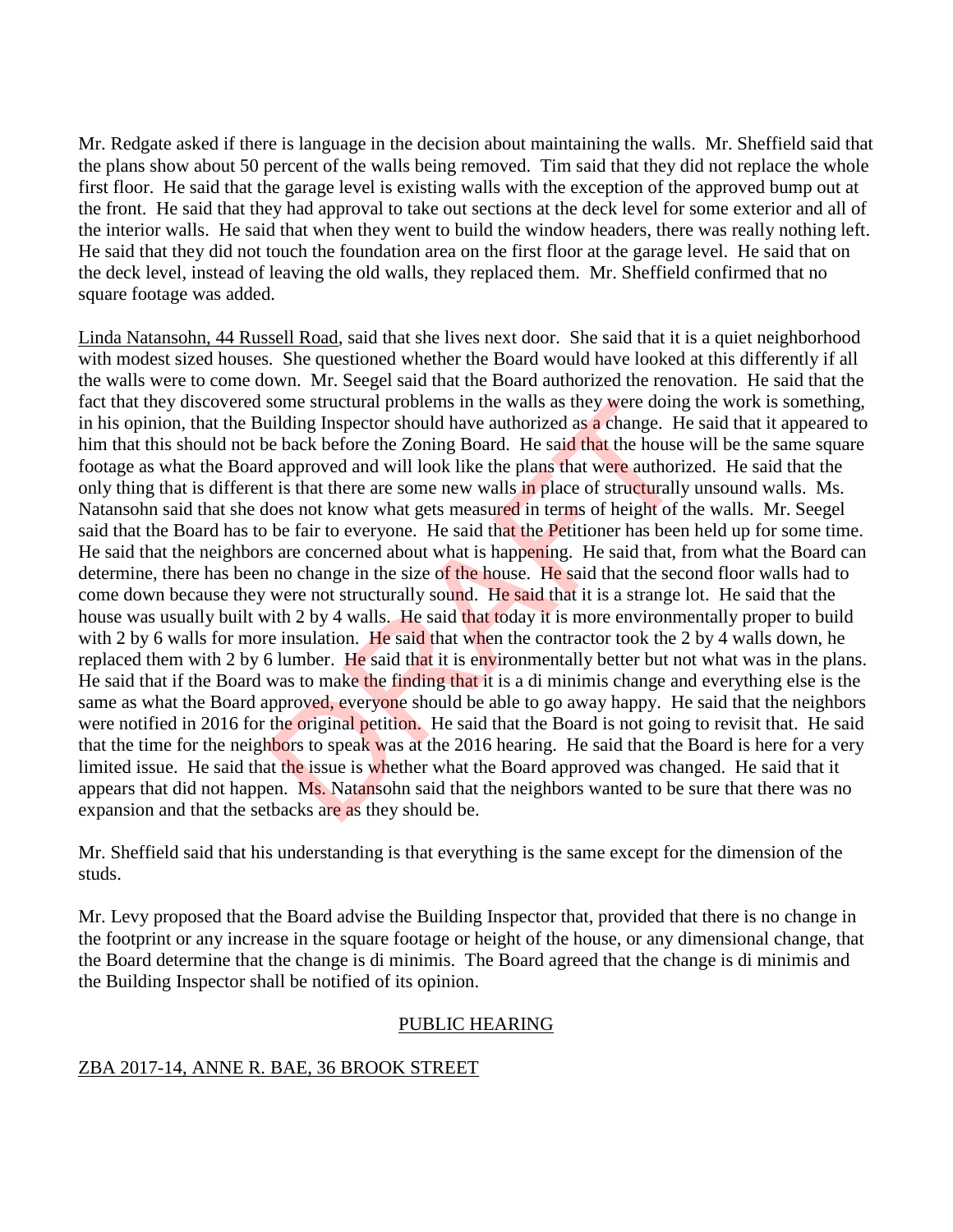Mr. Redgate asked if there is language in the decision about maintaining the walls. Mr. Sheffield said that the plans show about 50 percent of the walls being removed. Tim said that they did not replace the whole first floor. He said that the garage level is existing walls with the exception of the approved bump out at the front. He said that they had approval to take out sections at the deck level for some exterior and all of the interior walls. He said that when they went to build the window headers, there was really nothing left. He said that they did not touch the foundation area on the first floor at the garage level. He said that on the deck level, instead of leaving the old walls, they replaced them. Mr. Sheffield confirmed that no square footage was added.

Linda Natansohn, 44 Russell Road, said that she lives next door. She said that it is a quiet neighborhood with modest sized houses. She questioned whether the Board would have looked at this differently if all the walls were to come down. Mr. Seegel said that the Board authorized the renovation. He said that the fact that they discovered some structural problems in the walls as they were doing the work is something, in his opinion, that the Building Inspector should have authorized as a change. He said that it appeared to him that this should not be back before the Zoning Board. He said that the house will be the same square footage as what the Board approved and will look like the plans that were authorized. He said that the only thing that is different is that there are some new walls in place of structurally unsound walls. Ms. Natansohn said that she does not know what gets measured in terms of height of the walls. Mr. Seegel said that the Board has to be fair to everyone. He said that the Petitioner has been held up for some time. He said that the neighbors are concerned about what is happening. He said that, from what the Board can determine, there has been no change in the size of the house. He said that the second floor walls had to come down because they were not structurally sound. He said that it is a strange lot. He said that the house was usually built with 2 by 4 walls. He said that today it is more environmentally proper to build with 2 by 6 walls for more insulation. He said that when the contractor took the 2 by 4 walls down, he replaced them with 2 by 6 lumber. He said that it is environmentally better but not what was in the plans. He said that if the Board was to make the finding that it is a di minimis change and everything else is the same as what the Board approved, everyone should be able to go away happy. He said that the neighbors were notified in 2016 for the original petition. He said that the Board is not going to revisit that. He said that the time for the neighbors to speak was at the 2016 hearing. He said that the Board is here for a very limited issue. He said that the issue is whether what the Board approved was changed. He said that it appears that did not happen. Ms. Natansohn said that the neighbors wanted to be sure that there was no expansion and that the setbacks are as they should be.

Mr. Sheffield said that his understanding is that everything is the same except for the dimension of the studs.

Mr. Levy proposed that the Board advise the Building Inspector that, provided that there is no change in the footprint or any increase in the square footage or height of the house, or any dimensional change, that the Board determine that the change is di minimis. The Board agreed that the change is di minimis and the Building Inspector shall be notified of its opinion.

## PUBLIC HEARING

## ZBA 2017-14, ANNE R. BAE, 36 BROOK STREET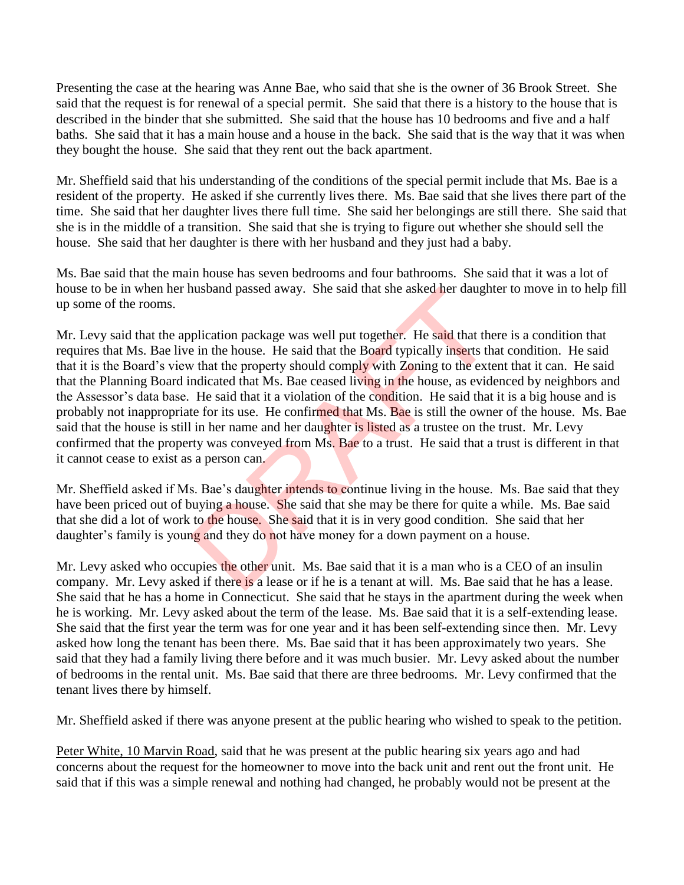Presenting the case at the hearing was Anne Bae, who said that she is the owner of 36 Brook Street. She said that the request is for renewal of a special permit. She said that there is a history to the house that is described in the binder that she submitted. She said that the house has 10 bedrooms and five and a half baths. She said that it has a main house and a house in the back. She said that is the way that it was when they bought the house. She said that they rent out the back apartment.

Mr. Sheffield said that his understanding of the conditions of the special permit include that Ms. Bae is a resident of the property. He asked if she currently lives there. Ms. Bae said that she lives there part of the time. She said that her daughter lives there full time. She said her belongings are still there. She said that she is in the middle of a transition. She said that she is trying to figure out whether she should sell the house. She said that her daughter is there with her husband and they just had a baby.

Ms. Bae said that the main house has seven bedrooms and four bathrooms. She said that it was a lot of house to be in when her husband passed away. She said that she asked her daughter to move in to help fill up some of the rooms.

Mr. Levy said that the application package was well put together. He said that there is a condition that requires that Ms. Bae live in the house. He said that the Board typically inserts that condition. He said that it is the Board's view that the property should comply with Zoning to the extent that it can. He said that the Planning Board indicated that Ms. Bae ceased living in the house, as evidenced by neighbors and the Assessor's data base. He said that it a violation of the condition. He said that it is a big house and is probably not inappropriate for its use. He confirmed that Ms. Bae is still the owner of the house. Ms. Bae said that the house is still in her name and her daughter is listed as a trustee on the trust. Mr. Levy confirmed that the property was conveyed from Ms. Bae to a trust. He said that a trust is different in that it cannot cease to exist as a person can.

Mr. Sheffield asked if Ms. Bae's daughter intends to continue living in the house. Ms. Bae said that they have been priced out of buying a house. She said that she may be there for quite a while. Ms. Bae said that she did a lot of work to the house. She said that it is in very good condition. She said that her daughter's family is young and they do not have money for a down payment on a house.

Mr. Levy asked who occupies the other unit. Ms. Bae said that it is a man who is a CEO of an insulin company. Mr. Levy asked if there is a lease or if he is a tenant at will. Ms. Bae said that he has a lease. She said that he has a home in Connecticut. She said that he stays in the apartment during the week when he is working. Mr. Levy asked about the term of the lease. Ms. Bae said that it is a self-extending lease. She said that the first year the term was for one year and it has been self-extending since then. Mr. Levy asked how long the tenant has been there. Ms. Bae said that it has been approximately two years. She said that they had a family living there before and it was much busier. Mr. Levy asked about the number of bedrooms in the rental unit. Ms. Bae said that there are three bedrooms. Mr. Levy confirmed that the tenant lives there by himself.

Mr. Sheffield asked if there was anyone present at the public hearing who wished to speak to the petition.

Peter White, 10 Marvin Road, said that he was present at the public hearing six years ago and had concerns about the request for the homeowner to move into the back unit and rent out the front unit. He said that if this was a simple renewal and nothing had changed, he probably would not be present at the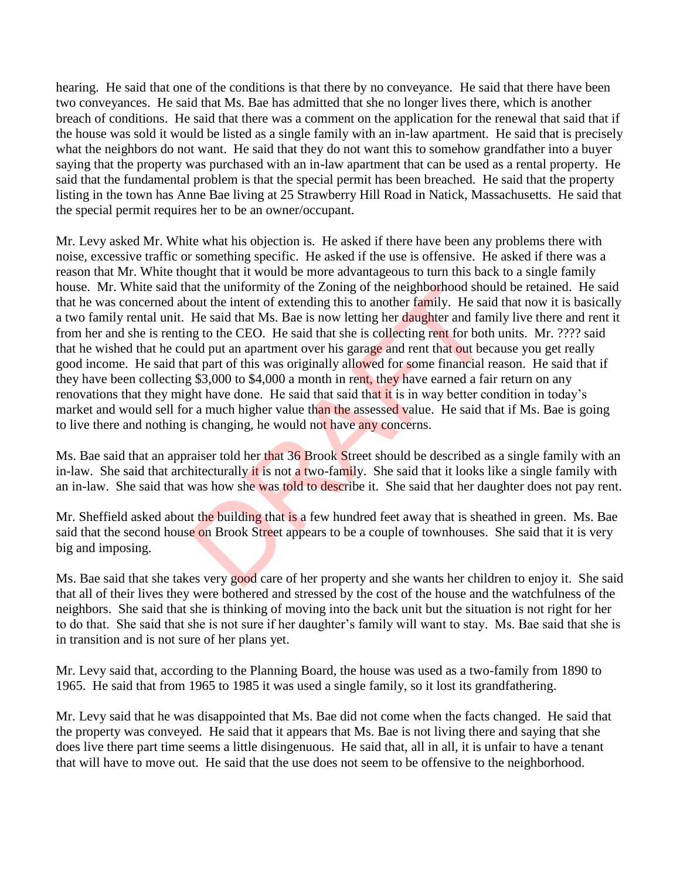hearing. He said that one of the conditions is that there by no conveyance. He said that there have been two conveyances. He said that Ms. Bae has admitted that she no longer lives there, which is another breach of conditions. He said that there was a comment on the application for the renewal that said that if the house was sold it would be listed as a single family with an in-law apartment. He said that is precisely what the neighbors do not want. He said that they do not want this to somehow grandfather into a buyer saying that the property was purchased with an in-law apartment that can be used as a rental property. He said that the fundamental problem is that the special permit has been breached. He said that the property listing in the town has Anne Bae living at 25 Strawberry Hill Road in Natick, Massachusetts. He said that the special permit requires her to be an owner/occupant.

Mr. Levy asked Mr. White what his objection is. He asked if there have been any problems there with noise, excessive traffic or something specific. He asked if the use is offensive. He asked if there was a reason that Mr. White thought that it would be more advantageous to turn this back to a single family house. Mr. White said that the uniformity of the Zoning of the neighborhood should be retained. He said that he was concerned about the intent of extending this to another family. He said that now it is basically a two family rental unit. He said that Ms. Bae is now letting her daughter and family live there and rent it from her and she is renting to the CEO. He said that she is collecting rent for both units. Mr. ???? said that he wished that he could put an apartment over his garage and rent that out because you get really good income. He said that part of this was originally allowed for some financial reason. He said that if they have been collecting $3,000 to $4,000 a month in rent, they have earned a fair return on any renovations that they might have done. He said that said that it is in way better condition in today's market and would sell for a much higher value than the assessed value. He said that if Ms. Bae is going to live there and nothing is changing, he would not have any concerns.

Ms. Bae said that an appraiser told her that 36 Brook Street should be described as a single family with an in-law. She said that architecturally it is not a two-family. She said that it looks like a single family with an in-law. She said that was how she was told to describe it. She said that her daughter does not pay rent.

Mr. Sheffield asked about the building that is a few hundred feet away that is sheathed in green. Ms. Bae said that the second house on Brook Street appears to be a couple of townhouses. She said that it is very big and imposing.

Ms. Bae said that she takes very good care of her property and she wants her children to enjoy it. She said that all of their lives they were bothered and stressed by the cost of the house and the watchfulness of the neighbors. She said that she is thinking of moving into the back unit but the situation is not right for her to do that. She said that she is not sure if her daughter's family will want to stay. Ms. Bae said that she is in transition and is not sure of her plans yet.

Mr. Levy said that, according to the Planning Board, the house was used as a two-family from 1890 to 1965. He said that from 1965 to 1985 it was used a single family, so it lost its grandfathering.

Mr. Levy said that he was disappointed that Ms. Bae did not come when the facts changed. He said that the property was conveyed. He said that it appears that Ms. Bae is not living there and saying that she does live there part time seems a little disingenuous. He said that, all in all, it is unfair to have a tenant that will have to move out. He said that the use does not seem to be offensive to the neighborhood.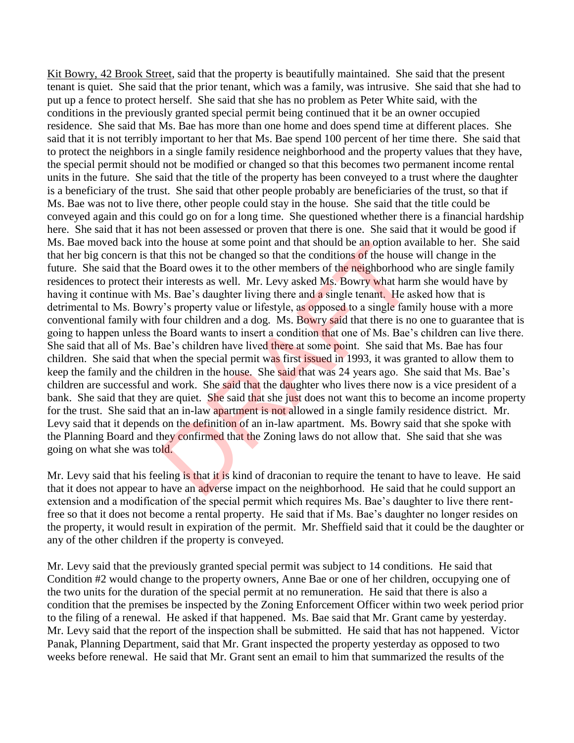Kit Bowry, 42 Brook Street, said that the property is beautifully maintained. She said that the present tenant is quiet. She said that the prior tenant, which was a family, was intrusive. She said that she had to put up a fence to protect herself. She said that she has no problem as Peter White said, with the conditions in the previously granted special permit being continued that it be an owner occupied residence. She said that Ms. Bae has more than one home and does spend time at different places. She said that it is not terribly important to her that Ms. Bae spend 100 percent of her time there. She said that to protect the neighbors in a single family residence neighborhood and the property values that they have, the special permit should not be modified or changed so that this becomes two permanent income rental units in the future. She said that the title of the property has been conveyed to a trust where the daughter is a beneficiary of the trust. She said that other people probably are beneficiaries of the trust, so that if Ms. Bae was not to live there, other people could stay in the house. She said that the title could be conveyed again and this could go on for a long time. She questioned whether there is a financial hardship here. She said that it has not been assessed or proven that there is one. She said that it would be good if Ms. Bae moved back into the house at some point and that should be an option available to her. She said that her big concern is that this not be changed so that the conditions of the house will change in the future. She said that the Board owes it to the other members of the neighborhood who are single family residences to protect their interests as well. Mr. Levy asked Ms. Bowry what harm she would have by having it continue with Ms. Bae's daughter living there and a single tenant. He asked how that is detrimental to Ms. Bowry's property value or lifestyle, as opposed to a single family house with a more conventional family with four children and a dog. Ms. Bowry said that there is no one to guarantee that is going to happen unless the Board wants to insert a condition that one of Ms. Bae's children can live there. She said that all of Ms. Bae's children have lived there at some point. She said that Ms. Bae has four children. She said that when the special permit was first issued in 1993, it was granted to allow them to keep the family and the children in the house. She said that was 24 years ago. She said that Ms. Bae's children are successful and work. She said that the daughter who lives there now is a vice president of a bank. She said that they are quiet. She said that she just does not want this to become an income property for the trust. She said that an in-law apartment is not allowed in a single family residence district. Mr. Levy said that it depends on the definition of an in-law apartment. Ms. Bowry said that she spoke with the Planning Board and they confirmed that the Zoning laws do not allow that. She said that she was going on what she was told.

Mr. Levy said that his feeling is that it is kind of draconian to require the tenant to have to leave. He said that it does not appear to have an adverse impact on the neighborhood. He said that he could support an extension and a modification of the special permit which requires Ms. Bae's daughter to live there rent-free so that it does not become a rental property. He said that if Ms. Bae's daughter no longer resides on the property, it would result in expiration of the permit. Mr. Sheffield said that it could be the daughter or any of the other children if the property is conveyed.

Mr. Levy said that the previously granted special permit was subject to 14 conditions. He said that Condition #2 would change to the property owners, Anne Bae or one of her children, occupying one of the two units for the duration of the special permit at no remuneration. He said that there is also a condition that the premises be inspected by the Zoning Enforcement Officer within two week period prior to the filing of a renewal. He asked if that happened. Ms. Bae said that Mr. Grant came by yesterday. Mr. Levy said that the report of the inspection shall be submitted. He said that has not happened. Victor Panak, Planning Department, said that Mr. Grant inspected the property yesterday as opposed to two weeks before renewal. He said that Mr. Grant sent an email to him that summarized the results of the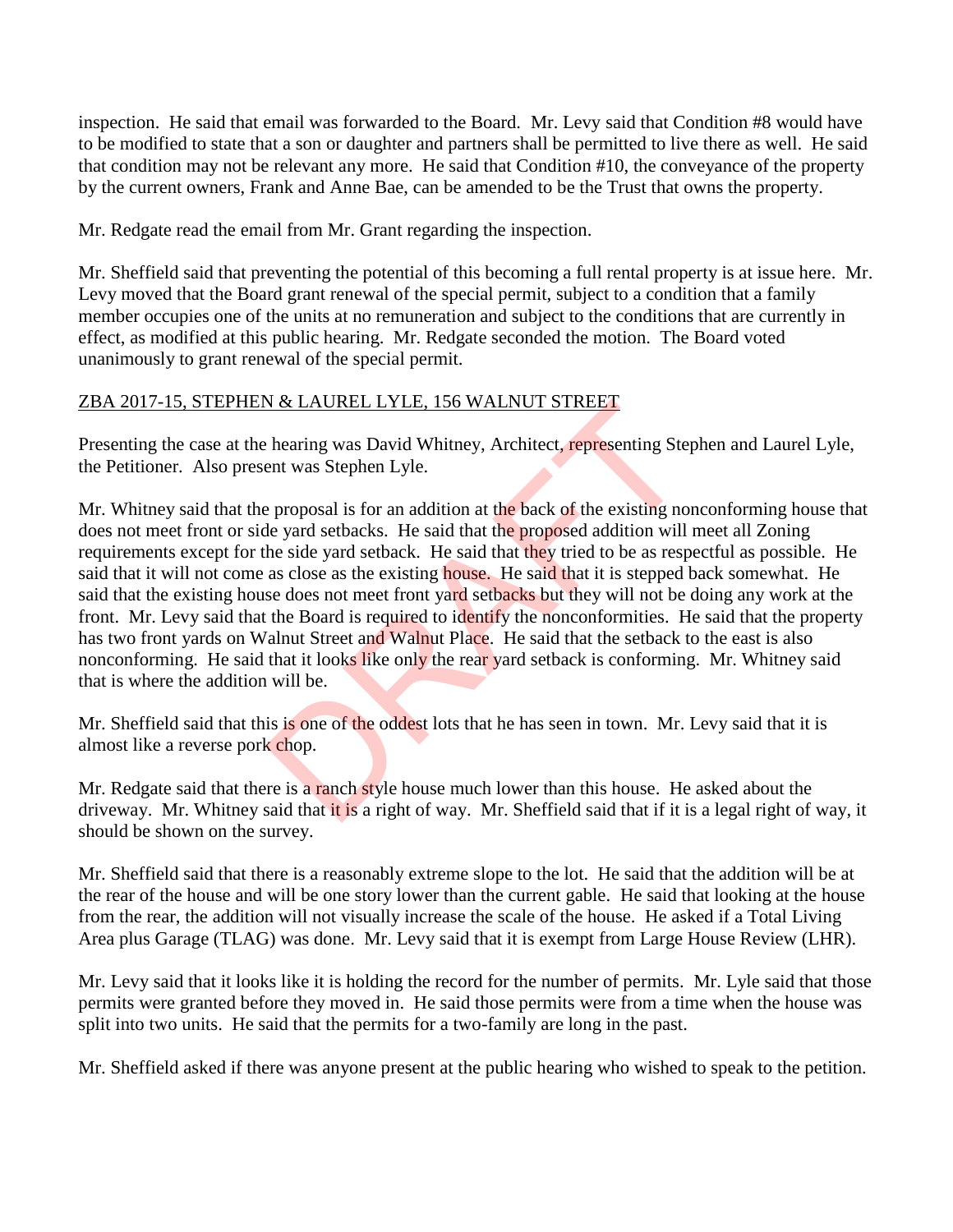inspection. He said that email was forwarded to the Board. Mr. Levy said that Condition #8 would have to be modified to state that a son or daughter and partners shall be permitted to live there as well. He said that condition may not be relevant any more. He said that Condition #10, the conveyance of the property by the current owners, Frank and Anne Bae, can be amended to be the Trust that owns the property.

Mr. Redgate read the email from Mr. Grant regarding the inspection.

Mr. Sheffield said that preventing the potential of this becoming a full rental property is at issue here. Mr. Levy moved that the Board grant renewal of the special permit, subject to a condition that a family member occupies one of the units at no remuneration and subject to the conditions that are currently in effect, as modified at this public hearing. Mr. Redgate seconded the motion. The Board voted unanimously to grant renewal of the special permit.

ZBA 2017-15, STEPHEN & LAUREL LYLE, 156 WALNUT STREET

Presenting the case at the hearing was David Whitney, Architect, representing Stephen and Laurel Lyle, the Petitioner. Also present was Stephen Lyle.

Mr. Whitney said that the proposal is for an addition at the back of the existing nonconforming house that does not meet front or side yard setbacks. He said that the proposed addition will meet all Zoning requirements except for the side yard setback. He said that they tried to be as respectful as possible. He said that it will not come as close as the existing house. He said that it is stepped back somewhat. He said that the existing house does not meet front yard setbacks but they will not be doing any work at the front. Mr. Levy said that the Board is required to identify the nonconformities. He said that the property has two front yards on Walnut Street and Walnut Place. He said that the setback to the east is also nonconforming. He said that it looks like only the rear yard setback is conforming. Mr. Whitney said that is where the addition will be.

Mr. Sheffield said that this is one of the oddest lots that he has seen in town. Mr. Levy said that it is almost like a reverse pork chop.

Mr. Redgate said that there is a ranch style house much lower than this house. He asked about the driveway. Mr. Whitney said that it is a right of way. Mr. Sheffield said that if it is a legal right of way, it should be shown on the survey.

Mr. Sheffield said that there is a reasonably extreme slope to the lot. He said that the addition will be at the rear of the house and will be one story lower than the current gable. He said that looking at the house from the rear, the addition will not visually increase the scale of the house. He asked if a Total Living Area plus Garage (TLAG) was done. Mr. Levy said that it is exempt from Large House Review (LHR).

Mr. Levy said that it looks like it is holding the record for the number of permits. Mr. Lyle said that those permits were granted before they moved in. He said those permits were from a time when the house was split into two units. He said that the permits for a two-family are long in the past.

Mr. Sheffield asked if there was anyone present at the public hearing who wished to speak to the petition.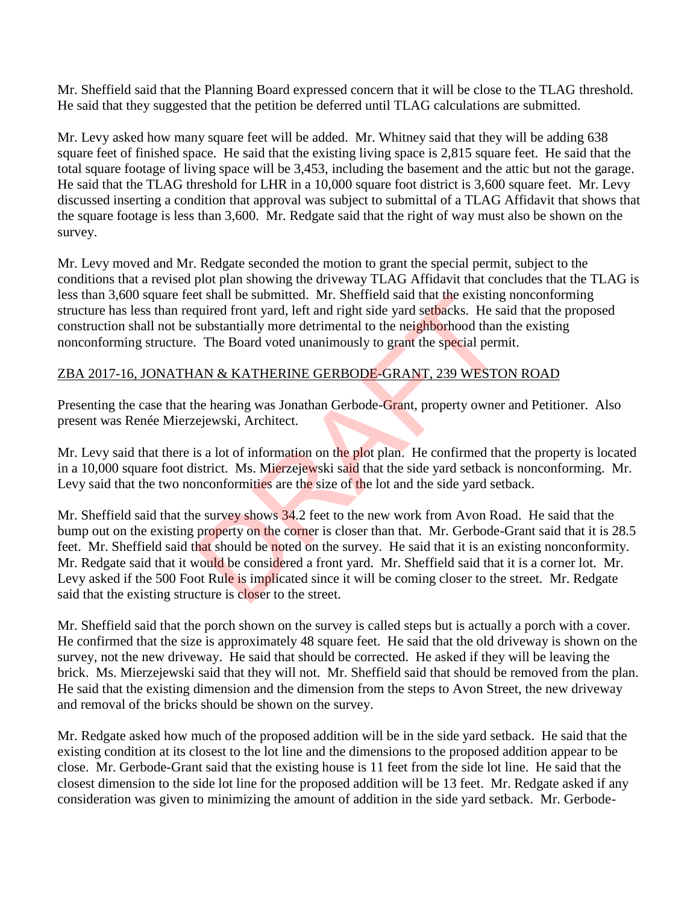Mr. Sheffield said that the Planning Board expressed concern that it will be close to the TLAG threshold. He said that they suggested that the petition be deferred until TLAG calculations are submitted.

Mr. Levy asked how many square feet will be added. Mr. Whitney said that they will be adding 638 square feet of finished space. He said that the existing living space is 2,815 square feet. He said that the total square footage of living space will be 3,453, including the basement and the attic but not the garage. He said that the TLAG threshold for LHR in a 10,000 square foot district is 3,600 square feet. Mr. Levy discussed inserting a condition that approval was subject to submittal of a TLAG Affidavit that shows that the square footage is less than 3,600. Mr. Redgate said that the right of way must also be shown on the survey.

Mr. Levy moved and Mr. Redgate seconded the motion to grant the special permit, subject to the conditions that a revised plot plan showing the driveway TLAG Affidavit that concludes that the TLAG is less than 3,600 square feet shall be submitted. Mr. Sheffield said that the existing nonconforming structure has less than required front yard, left and right side yard setbacks. He said that the proposed construction shall not be substantially more detrimental to the neighborhood than the existing nonconforming structure. The Board voted unanimously to grant the special permit.

ZBA 2017-16, JONATHAN & KATHERINE GERBODE-GRANT, 239 WESTON ROAD

Presenting the case that the hearing was Jonathan Gerbode-Grant, property owner and Petitioner. Also present was Renée Mierzejewski, Architect.

Mr. Levy said that there is a lot of information on the plot plan. He confirmed that the property is located in a 10,000 square foot district. Ms. Mierzejewski said that the side yard setback is nonconforming. Mr. Levy said that the two nonconformities are the size of the lot and the side yard setback.

Mr. Sheffield said that the survey shows 34.2 feet to the new work from Avon Road. He said that the bump out on the existing property on the corner is closer than that. Mr. Gerbode-Grant said that it is 28.5 feet. Mr. Sheffield said that should be noted on the survey. He said that it is an existing nonconformity. Mr. Redgate said that it would be considered a front yard. Mr. Sheffield said that it is a corner lot. Mr. Levy asked if the 500 Foot Rule is implicated since it will be coming closer to the street. Mr. Redgate said that the existing structure is closer to the street.

Mr. Sheffield said that the porch shown on the survey is called steps but is actually a porch with a cover. He confirmed that the size is approximately 48 square feet. He said that the old driveway is shown on the survey, not the new driveway. He said that should be corrected. He asked if they will be leaving the brick. Ms. Mierzejewski said that they will not. Mr. Sheffield said that should be removed from the plan. He said that the existing dimension and the dimension from the steps to Avon Street, the new driveway and removal of the bricks should be shown on the survey.

Mr. Redgate asked how much of the proposed addition will be in the side yard setback. He said that the existing condition at its closest to the lot line and the dimensions to the proposed addition appear to be close. Mr. Gerbode-Grant said that the existing house is 11 feet from the side lot line. He said that the closest dimension to the side lot line for the proposed addition will be 13 feet. Mr. Redgate asked if any consideration was given to minimizing the amount of addition in the side yard setback. Mr. Gerbode-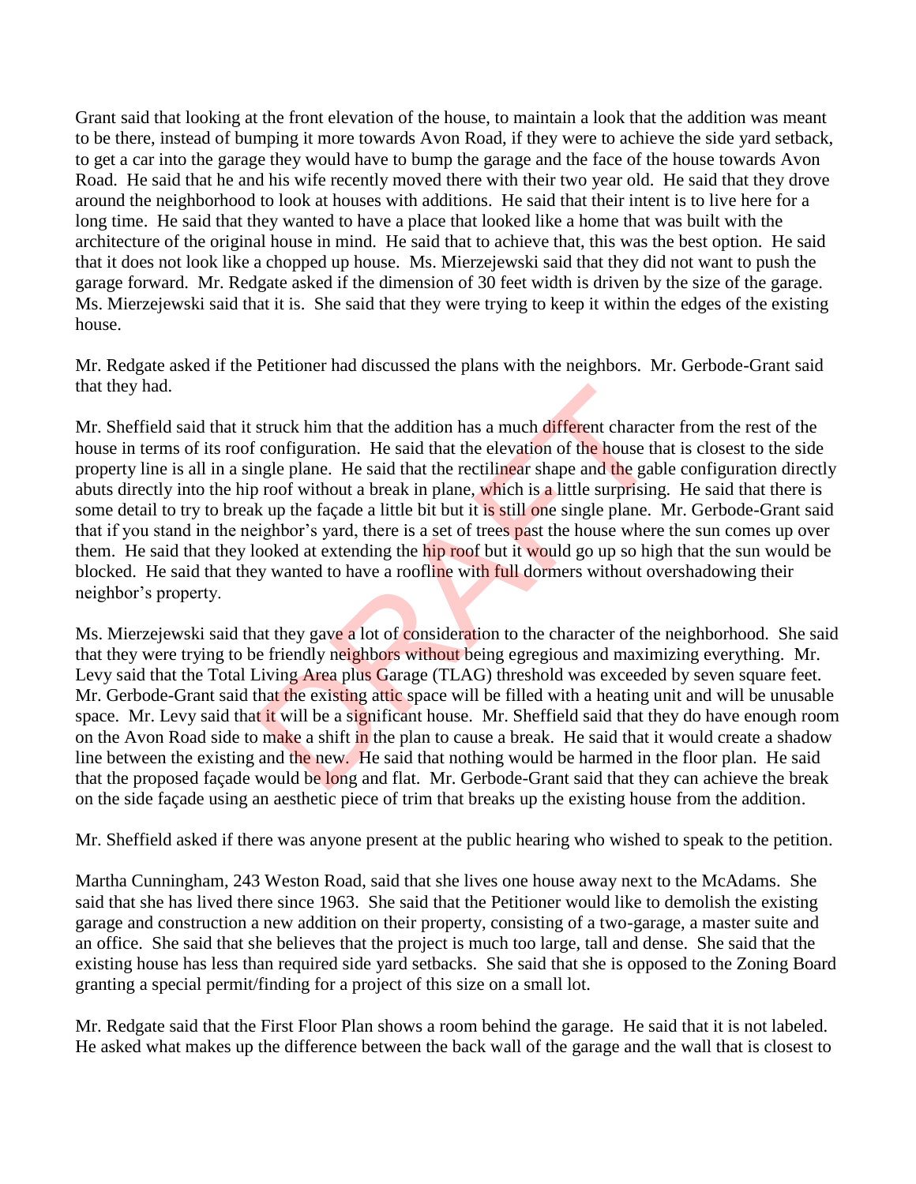Grant said that looking at the front elevation of the house, to maintain a look that the addition was meant to be there, instead of bumping it more towards Avon Road, if they were to achieve the side yard setback, to get a car into the garage they would have to bump the garage and the face of the house towards Avon Road. He said that he and his wife recently moved there with their two year old. He said that they drove around the neighborhood to look at houses with additions. He said that their intent is to live here for a long time. He said that they wanted to have a place that looked like a home that was built with the architecture of the original house in mind. He said that to achieve that, this was the best option. He said that it does not look like a chopped up house. Ms. Mierzejewski said that they did not want to push the garage forward. Mr. Redgate asked if the dimension of 30 feet width is driven by the size of the garage. Ms. Mierzejewski said that it is. She said that they were trying to keep it within the edges of the existing house.

Mr. Redgate asked if the Petitioner had discussed the plans with the neighbors. Mr. Gerbode-Grant said that they had.

Mr. Sheffield said that it struck him that the addition has a much different character from the rest of the house in terms of its roof configuration. He said that the elevation of the house that is closest to the side property line is all in a single plane. He said that the rectilinear shape and the gable configuration directly abuts directly into the hip roof without a break in plane, which is a little surprising. He said that there is some detail to try to break up the façade a little bit but it is still one single plane. Mr. Gerbode-Grant said that if you stand in the neighbor's yard, there is a set of trees past the house where the sun comes up over them. He said that they looked at extending the hip roof but it would go up so high that the sun would be blocked. He said that they wanted to have a roofline with full dormers without overshadowing their neighbor's property.

Ms. Mierzejewski said that they gave a lot of consideration to the character of the neighborhood. She said that they were trying to be friendly neighbors without being egregious and maximizing everything. Mr. Levy said that the Total Living Area plus Garage (TLAG) threshold was exceeded by seven square feet. Mr. Gerbode-Grant said that the existing attic space will be filled with a heating unit and will be unusable space. Mr. Levy said that it will be a significant house. Mr. Sheffield said that they do have enough room on the Avon Road side to make a shift in the plan to cause a break. He said that it would create a shadow line between the existing and the new. He said that nothing would be harmed in the floor plan. He said that the proposed façade would be long and flat. Mr. Gerbode-Grant said that they can achieve the break on the side façade using an aesthetic piece of trim that breaks up the existing house from the addition.

Mr. Sheffield asked if there was anyone present at the public hearing who wished to speak to the petition.

Martha Cunningham, 243 Weston Road, said that she lives one house away next to the McAdams. She said that she has lived there since 1963. She said that the Petitioner would like to demolish the existing garage and construction a new addition on their property, consisting of a two-garage, a master suite and an office. She said that she believes that the project is much too large, tall and dense. She said that the existing house has less than required side yard setbacks. She said that she is opposed to the Zoning Board granting a special permit/finding for a project of this size on a small lot.

Mr. Redgate said that the First Floor Plan shows a room behind the garage. He said that it is not labeled. He asked what makes up the difference between the back wall of the garage and the wall that is closest to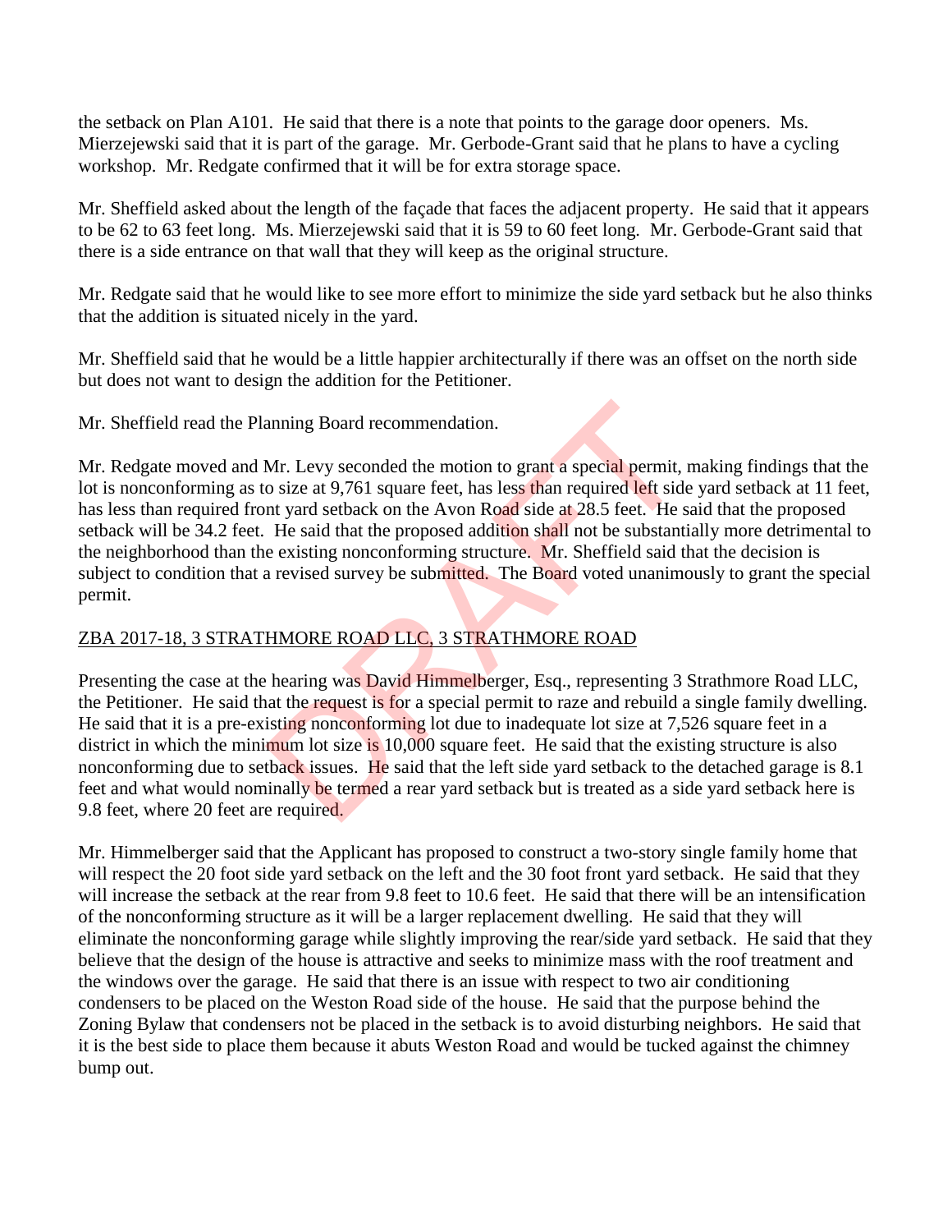the setback on Plan A101. He said that there is a note that points to the garage door openers. Ms. Mierzejewski said that it is part of the garage. Mr. Gerbode-Grant said that he plans to have a cycling workshop. Mr. Redgate confirmed that it will be for extra storage space.

Mr. Sheffield asked about the length of the façade that faces the adjacent property. He said that it appears to be 62 to 63 feet long. Ms. Mierzejewski said that it is 59 to 60 feet long. Mr. Gerbode-Grant said that there is a side entrance on that wall that they will keep as the original structure.

Mr. Redgate said that he would like to see more effort to minimize the side yard setback but he also thinks that the addition is situated nicely in the yard.

Mr. Sheffield said that he would be a little happier architecturally if there was an offset on the north side but does not want to design the addition for the Petitioner.

Mr. Sheffield read the Planning Board recommendation.

Mr. Redgate moved and Mr. Levy seconded the motion to grant a special permit, making findings that the lot is nonconforming as to size at 9,761 square feet, has less than required left side yard setback at 11 feet, has less than required front yard setback on the Avon Road side at 28.5 feet. He said that the proposed setback will be 34.2 feet. He said that the proposed addition shall not be substantially more detrimental to the neighborhood than the existing nonconforming structure. Mr. Sheffield said that the decision is subject to condition that a revised survey be submitted. The Board voted unanimously to grant the special permit.

ZBA 2017-18, 3 STRATHMORE ROAD LLC, 3 STRATHMORE ROAD

Presenting the case at the hearing was David Himmelberger, Esq., representing 3 Strathmore Road LLC, the Petitioner. He said that the request is for a special permit to raze and rebuild a single family dwelling. He said that it is a pre-existing nonconforming lot due to inadequate lot size at 7,526 square feet in a district in which the minimum lot size is 10,000 square feet. He said that the existing structure is also nonconforming due to setback issues. He said that the left side yard setback to the detached garage is 8.1 feet and what would nominally be termed a rear yard setback but is treated as a side yard setback here is 9.8 feet, where 20 feet are required.

Mr. Himmelberger said that the Applicant has proposed to construct a two-story single family home that will respect the 20 foot side yard setback on the left and the 30 foot front yard setback. He said that they will increase the setback at the rear from 9.8 feet to 10.6 feet. He said that there will be an intensification of the nonconforming structure as it will be a larger replacement dwelling. He said that they will eliminate the nonconforming garage while slightly improving the rear/side yard setback. He said that they believe that the design of the house is attractive and seeks to minimize mass with the roof treatment and the windows over the garage. He said that there is an issue with respect to two air conditioning condensers to be placed on the Weston Road side of the house. He said that the purpose behind the Zoning Bylaw that condensers not be placed in the setback is to avoid disturbing neighbors. He said that it is the best side to place them because it abuts Weston Road and would be tucked against the chimney bump out.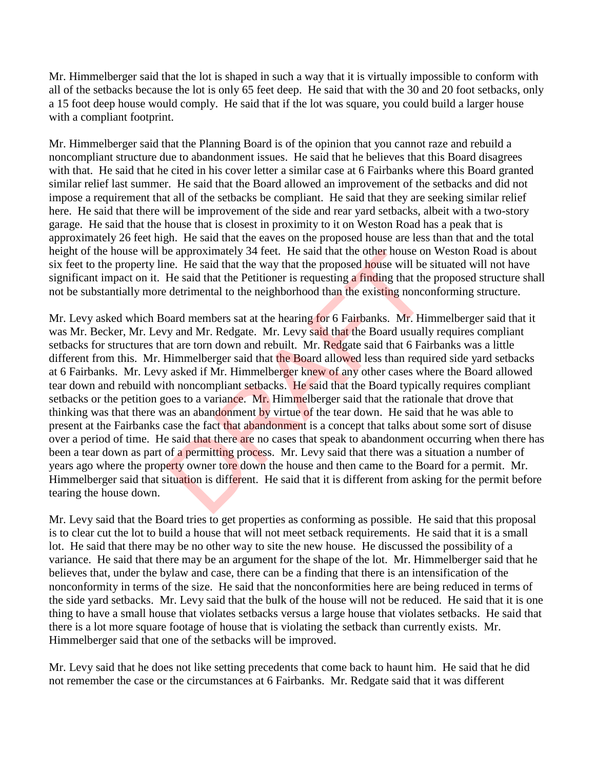Mr. Himmelberger said that the lot is shaped in such a way that it is virtually impossible to conform with all of the setbacks because the lot is only 65 feet deep. He said that with the 30 and 20 foot setbacks, only a 15 foot deep house would comply. He said that if the lot was square, you could build a larger house with a compliant footprint.

Mr. Himmelberger said that the Planning Board is of the opinion that you cannot raze and rebuild a noncompliant structure due to abandonment issues. He said that he believes that this Board disagrees with that. He said that he cited in his cover letter a similar case at 6 Fairbanks where this Board granted similar relief last summer. He said that the Board allowed an improvement of the setbacks and did not impose a requirement that all of the setbacks be compliant. He said that they are seeking similar relief here. He said that there will be improvement of the side and rear yard setbacks, albeit with a two-story garage. He said that the house that is closest in proximity to it on Weston Road has a peak that is approximately 26 feet high. He said that the eaves on the proposed house are less than that and the total height of the house will be approximately 34 feet. He said that the other house on Weston Road is about six feet to the property line. He said that the way that the proposed house will be situated will not have significant impact on it. He said that the Petitioner is requesting a finding that the proposed structure shall not be substantially more detrimental to the neighborhood than the existing nonconforming structure.

Mr. Levy asked which Board members sat at the hearing for 6 Fairbanks. Mr. Himmelberger said that it was Mr. Becker, Mr. Levy and Mr. Redgate. Mr. Levy said that the Board usually requires compliant setbacks for structures that are torn down and rebuilt. Mr. Redgate said that 6 Fairbanks was a little different from this. Mr. Himmelberger said that the Board allowed less than required side yard setbacks at 6 Fairbanks. Mr. Levy asked if Mr. Himmelberger knew of any other cases where the Board allowed tear down and rebuild with noncompliant setbacks. He said that the Board typically requires compliant setbacks or the petition goes to a variance. Mr. Himmelberger said that the rationale that drove that thinking was that there was an abandonment by virtue of the tear down. He said that he was able to present at the Fairbanks case the fact that abandonment is a concept that talks about some sort of disuse over a period of time. He said that there are no cases that speak to abandonment occurring when there has been a tear down as part of a permitting process. Mr. Levy said that there was a situation a number of years ago where the property owner tore down the house and then came to the Board for a permit. Mr. Himmelberger said that situation is different. He said that it is different from asking for the permit before tearing the house down.

Mr. Levy said that the Board tries to get properties as conforming as possible. He said that this proposal is to clear cut the lot to build a house that will not meet setback requirements. He said that it is a small lot. He said that there may be no other way to site the new house. He discussed the possibility of a variance. He said that there may be an argument for the shape of the lot. Mr. Himmelberger said that he believes that, under the bylaw and case, there can be a finding that there is an intensification of the nonconformity in terms of the size. He said that the nonconformities here are being reduced in terms of the side yard setbacks. Mr. Levy said that the bulk of the house will not be reduced. He said that it is one thing to have a small house that violates setbacks versus a large house that violates setbacks. He said that there is a lot more square footage of house that is violating the setback than currently exists. Mr. Himmelberger said that one of the setbacks will be improved.

Mr. Levy said that he does not like setting precedents that come back to haunt him. He said that he did not remember the case or the circumstances at 6 Fairbanks. Mr. Redgate said that it was different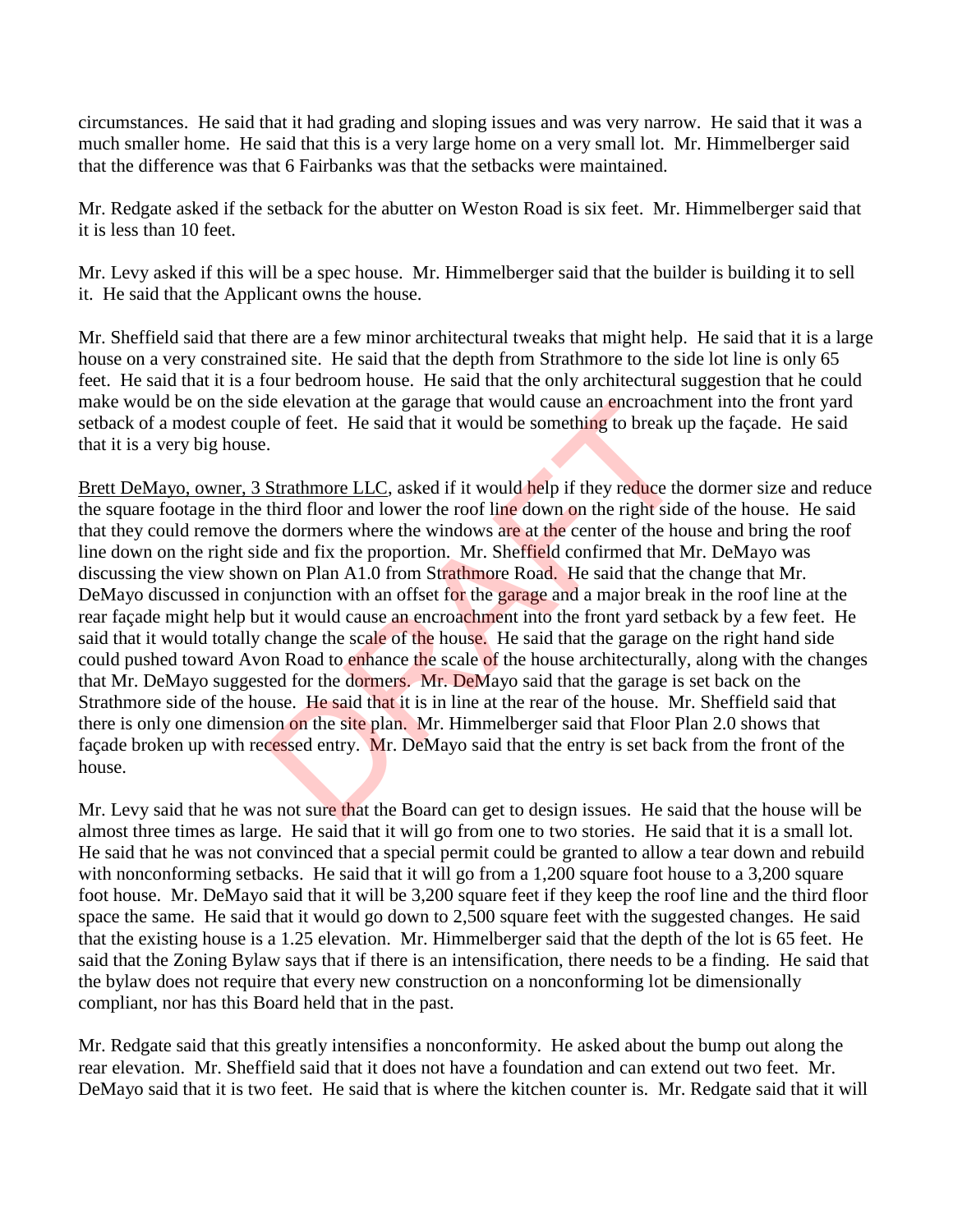circumstances. He said that it had grading and sloping issues and was very narrow. He said that it was a much smaller home. He said that this is a very large home on a very small lot. Mr. Himmelberger said that the difference was that 6 Fairbanks was that the setbacks were maintained.

Mr. Redgate asked if the setback for the abutter on Weston Road is six feet. Mr. Himmelberger said that it is less than 10 feet.

Mr. Levy asked if this will be a spec house. Mr. Himmelberger said that the builder is building it to sell it. He said that the Applicant owns the house.

Mr. Sheffield said that there are a few minor architectural tweaks that might help. He said that it is a large house on a very constrained site. He said that the depth from Strathmore to the side lot line is only 65 feet. He said that it is a four bedroom house. He said that the only architectural suggestion that he could make would be on the side elevation at the garage that would cause an encroachment into the front yard setback of a modest couple of feet. He said that it would be something to break up the façade. He said that it is a very big house.

Brett DeMayo, owner, 3 Strathmore LLC, asked if it would help if they reduce the dormer size and reduce the square footage in the third floor and lower the roof line down on the right side of the house. He said that they could remove the dormers where the windows are at the center of the house and bring the roof line down on the right side and fix the proportion. Mr. Sheffield confirmed that Mr. DeMayo was discussing the view shown on Plan A1.0 from Strathmore Road. He said that the change that Mr. DeMayo discussed in conjunction with an offset for the garage and a major break in the roof line at the rear façade might help but it would cause an encroachment into the front yard setback by a few feet. He said that it would totally change the scale of the house. He said that the garage on the right hand side could pushed toward Avon Road to enhance the scale of the house architecturally, along with the changes that Mr. DeMayo suggested for the dormers. Mr. DeMayo said that the garage is set back on the Strathmore side of the house. He said that it is in line at the rear of the house. Mr. Sheffield said that there is only one dimension on the site plan. Mr. Himmelberger said that Floor Plan 2.0 shows that façade broken up with recessed entry. Mr. DeMayo said that the entry is set back from the front of the house.

Mr. Levy said that he was not sure that the Board can get to design issues. He said that the house will be almost three times as large. He said that it will go from one to two stories. He said that it is a small lot. He said that he was not convinced that a special permit could be granted to allow a tear down and rebuild with nonconforming setbacks. He said that it will go from a 1,200 square foot house to a 3,200 square foot house. Mr. DeMayo said that it will be 3,200 square feet if they keep the roof line and the third floor space the same. He said that it would go down to 2,500 square feet with the suggested changes. He said that the existing house is a 1.25 elevation. Mr. Himmelberger said that the depth of the lot is 65 feet. He said that the Zoning Bylaw says that if there is an intensification, there needs to be a finding. He said that the bylaw does not require that every new construction on a nonconforming lot be dimensionally compliant, nor has this Board held that in the past.

Mr. Redgate said that this greatly intensifies a nonconformity. He asked about the bump out along the rear elevation. Mr. Sheffield said that it does not have a foundation and can extend out two feet. Mr. DeMayo said that it is two feet. He said that is where the kitchen counter is. Mr. Redgate said that it will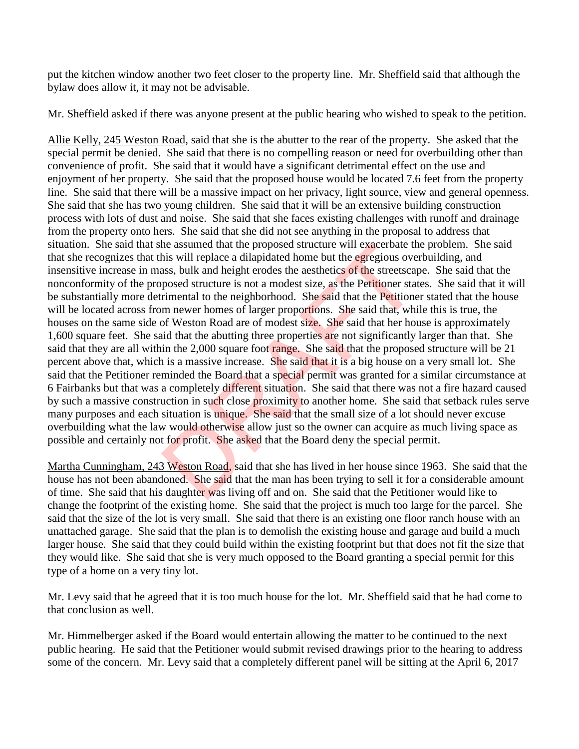put the kitchen window another two feet closer to the property line. Mr. Sheffield said that although the bylaw does allow it, it may not be advisable.

Mr. Sheffield asked if there was anyone present at the public hearing who wished to speak to the petition.

Allie Kelly, 245 Weston Road, said that she is the abutter to the rear of the property. She asked that the special permit be denied. She said that there is no compelling reason or need for overbuilding other than convenience of profit. She said that it would have a significant detrimental effect on the use and enjoyment of her property. She said that the proposed house would be located 7.6 feet from the property line. She said that there will be a massive impact on her privacy, light source, view and general openness. She said that she has two young children. She said that it will be an extensive building construction process with lots of dust and noise. She said that she faces existing challenges with runoff and drainage from the property onto hers. She said that she did not see anything in the proposal to address that situation. She said that she assumed that the proposed structure will exacerbate the problem. She said that she recognizes that this will replace a dilapidated home but the egregious overbuilding, and insensitive increase in mass, bulk and height erodes the aesthetics of the streetscape. She said that the nonconformity of the proposed structure is not a modest size, as the Petitioner states. She said that it will be substantially more detrimental to the neighborhood. She said that the Petitioner stated that the house will be located across from newer homes of larger proportions. She said that, while this is true, the houses on the same side of Weston Road are of modest size. She said that her house is approximately 1,600 square feet. She said that the abutting three properties are not significantly larger than that. She said that they are all within the 2,000 square foot range. She said that the proposed structure will be 21 percent above that, which is a massive increase. She said that it is a big house on a very small lot. She said that the Petitioner reminded the Board that a special permit was granted for a similar circumstance at 6 Fairbanks but that was a completely different situation. She said that there was not a fire hazard caused by such a massive construction in such close proximity to another home. She said that setback rules serve many purposes and each situation is unique. She said that the small size of a lot should never excuse overbuilding what the law would otherwise allow just so the owner can acquire as much living space as possible and certainly not for profit. She asked that the Board deny the special permit.

Martha Cunningham, 243 Weston Road, said that she has lived in her house since 1963. She said that the house has not been abandoned. She said that the man has been trying to sell it for a considerable amount of time. She said that his daughter was living off and on. She said that the Petitioner would like to change the footprint of the existing home. She said that the project is much too large for the parcel. She said that the size of the lot is very small. She said that there is an existing one floor ranch house with an unattached garage. She said that the plan is to demolish the existing house and garage and build a much larger house. She said that they could build within the existing footprint but that does not fit the size that they would like. She said that she is very much opposed to the Board granting a special permit for this type of a home on a very tiny lot.

Mr. Levy said that he agreed that it is too much house for the lot. Mr. Sheffield said that he had come to that conclusion as well.

Mr. Himmelberger asked if the Board would entertain allowing the matter to be continued to the next public hearing. He said that the Petitioner would submit revised drawings prior to the hearing to address some of the concern. Mr. Levy said that a completely different panel will be sitting at the April 6, 2017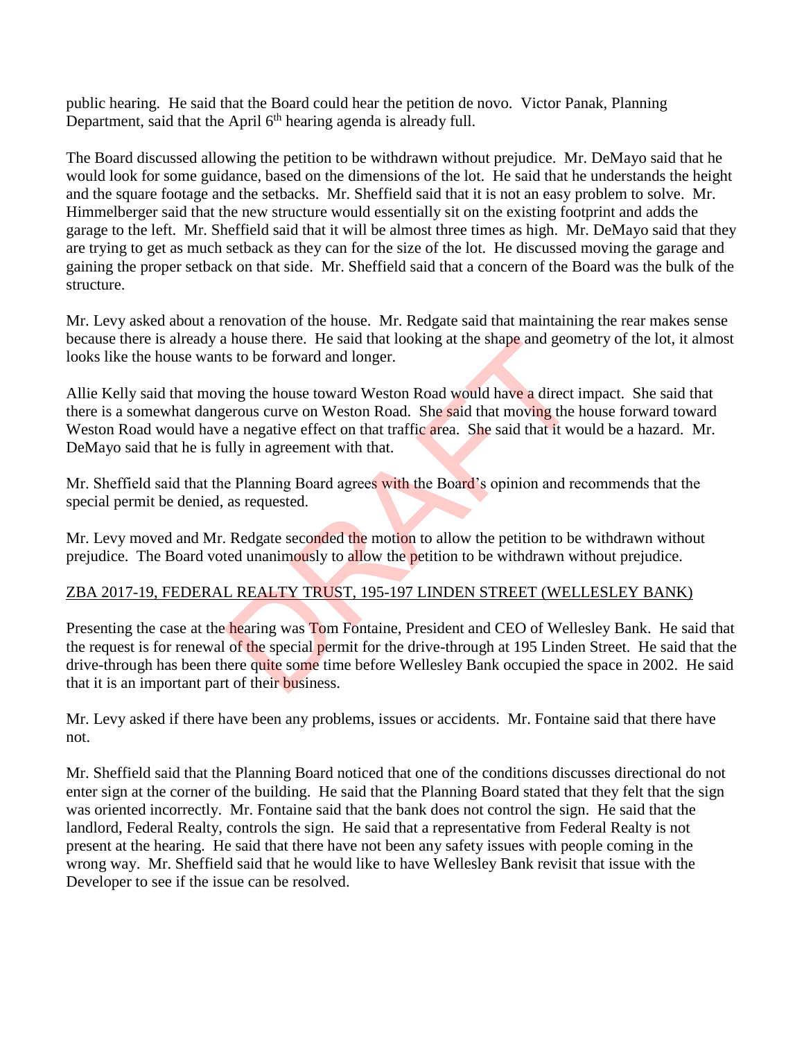public hearing. He said that the Board could hear the petition de novo. Victor Panak, Planning Department, said that the April 6th hearing agenda is already full.

The Board discussed allowing the petition to be withdrawn without prejudice. Mr. DeMayo said that he would look for some guidance, based on the dimensions of the lot. He said that he understands the height and the square footage and the setbacks. Mr. Sheffield said that it is not an easy problem to solve. Mr. Himmelberger said that the new structure would essentially sit on the existing footprint and adds the garage to the left. Mr. Sheffield said that it will be almost three times as high. Mr. DeMayo said that they are trying to get as much setback as they can for the size of the lot. He discussed moving the garage and gaining the proper setback on that side. Mr. Sheffield said that a concern of the Board was the bulk of the structure.

Mr. Levy asked about a renovation of the house. Mr. Redgate said that maintaining the rear makes sense because there is already a house there. He said that looking at the shape and geometry of the lot, it almost looks like the house wants to be forward and longer.

Allie Kelly said that moving the house toward Weston Road would have a direct impact. She said that there is a somewhat dangerous curve on Weston Road. She said that moving the house forward toward Weston Road would have a negative effect on that traffic area. She said that it would be a hazard. Mr. DeMayo said that he is fully in agreement with that.

Mr. Sheffield said that the Planning Board agrees with the Board's opinion and recommends that the special permit be denied, as requested.

Mr. Levy moved and Mr. Redgate seconded the motion to allow the petition to be withdrawn without prejudice. The Board voted unanimously to allow the petition to be withdrawn without prejudice.

ZBA 2017-19, FEDERAL REALTY TRUST, 195-197 LINDEN STREET (WELLESLEY BANK)

Presenting the case at the hearing was Tom Fontaine, President and CEO of Wellesley Bank. He said that the request is for renewal of the special permit for the drive-through at 195 Linden Street. He said that the drive-through has been there quite some time before Wellesley Bank occupied the space in 2002. He said that it is an important part of their business.

Mr. Levy asked if there have been any problems, issues or accidents. Mr. Fontaine said that there have not.

Mr. Sheffield said that the Planning Board noticed that one of the conditions discusses directional do not enter sign at the corner of the building. He said that the Planning Board stated that they felt that the sign was oriented incorrectly. Mr. Fontaine said that the bank does not control the sign. He said that the landlord, Federal Realty, controls the sign. He said that a representative from Federal Realty is not present at the hearing. He said that there have not been any safety issues with people coming in the wrong way. Mr. Sheffield said that he would like to have Wellesley Bank revisit that issue with the Developer to see if the issue can be resolved.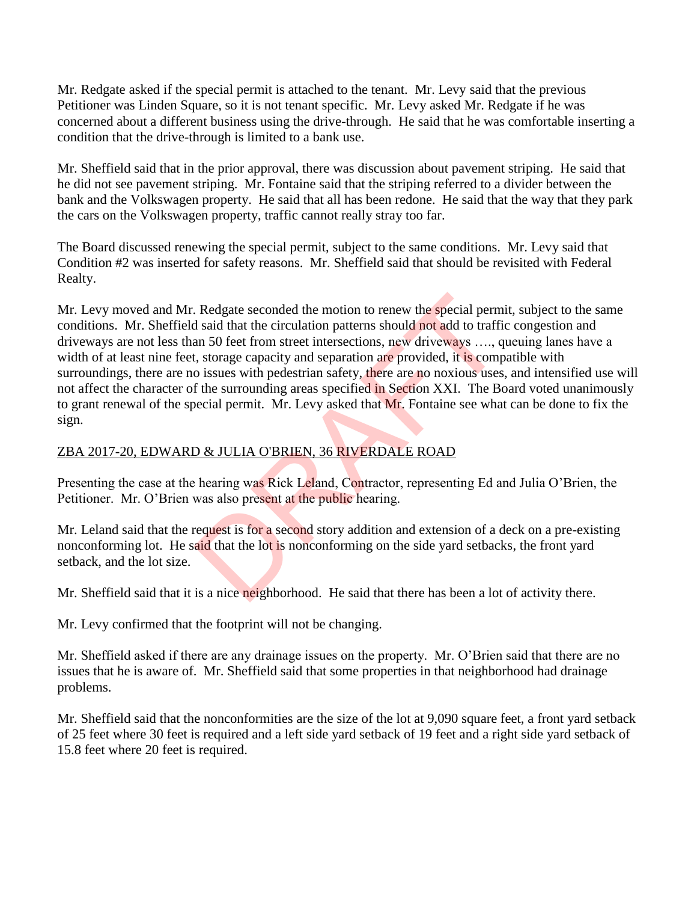Mr. Redgate asked if the special permit is attached to the tenant. Mr. Levy said that the previous Petitioner was Linden Square, so it is not tenant specific. Mr. Levy asked Mr. Redgate if he was concerned about a different business using the drive-through. He said that he was comfortable inserting a condition that the drive-through is limited to a bank use.

Mr. Sheffield said that in the prior approval, there was discussion about pavement striping. He said that he did not see pavement striping. Mr. Fontaine said that the striping referred to a divider between the bank and the Volkswagen property. He said that all has been redone. He said that the way that they park the cars on the Volkswagen property, traffic cannot really stray too far.

The Board discussed renewing the special permit, subject to the same conditions. Mr. Levy said that Condition #2 was inserted for safety reasons. Mr. Sheffield said that should be revisited with Federal Realty.

Mr. Levy moved and Mr. Redgate seconded the motion to renew the special permit, subject to the same conditions. Mr. Sheffield said that the circulation patterns should not add to traffic congestion and driveways are not less than 50 feet from street intersections, new driveways …., queuing lanes have a width of at least nine feet, storage capacity and separation are provided, it is compatible with surroundings, there are no issues with pedestrian safety, there are no noxious uses, and intensified use will not affect the character of the surrounding areas specified in Section XXI. The Board voted unanimously to grant renewal of the special permit. Mr. Levy asked that Mr. Fontaine see what can be done to fix the sign.

ZBA 2017-20, EDWARD & JULIA O'BRIEN, 36 RIVERDALE ROAD

Presenting the case at the hearing was Rick Leland, Contractor, representing Ed and Julia O'Brien, the Petitioner. Mr. O'Brien was also present at the public hearing.

Mr. Leland said that the request is for a second story addition and extension of a deck on a pre-existing nonconforming lot. He said that the lot is nonconforming on the side yard setbacks, the front yard setback, and the lot size.

Mr. Sheffield said that it is a nice neighborhood. He said that there has been a lot of activity there.

Mr. Levy confirmed that the footprint will not be changing.

Mr. Sheffield asked if there are any drainage issues on the property. Mr. O'Brien said that there are no issues that he is aware of. Mr. Sheffield said that some properties in that neighborhood had drainage problems.

Mr. Sheffield said that the nonconformities are the size of the lot at 9,090 square feet, a front yard setback of 25 feet where 30 feet is required and a left side yard setback of 19 feet and a right side yard setback of 15.8 feet where 20 feet is required.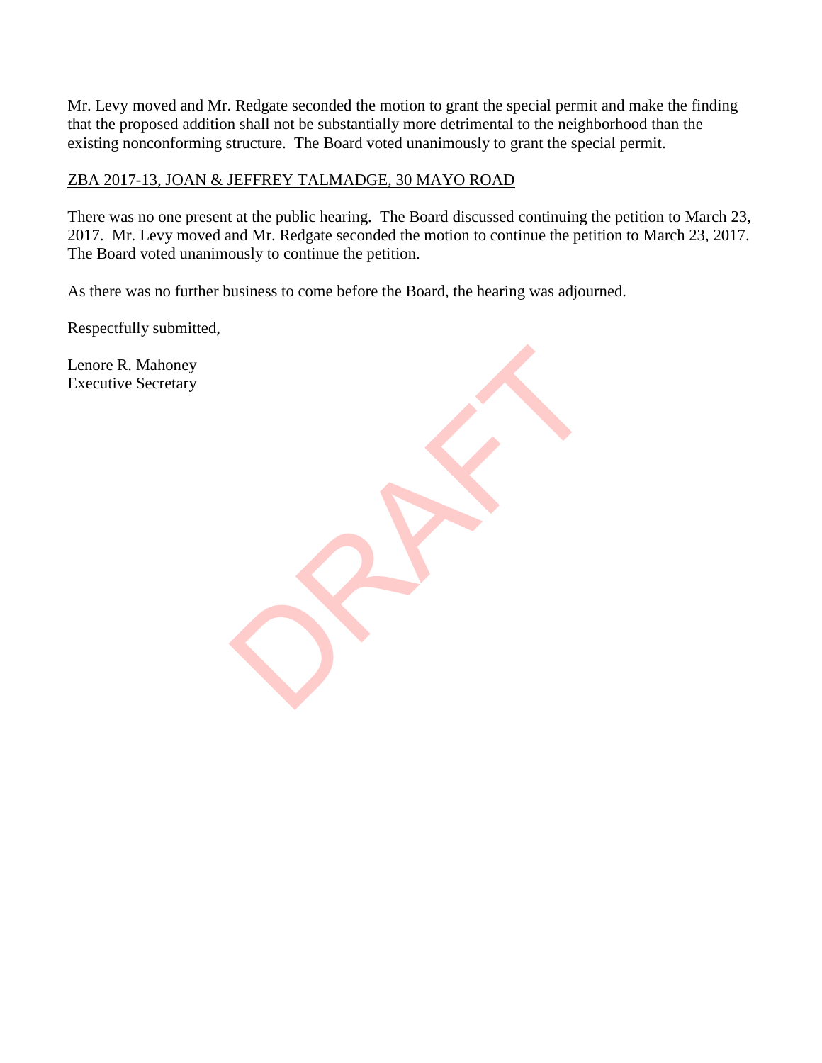Mr. Levy moved and Mr. Redgate seconded the motion to grant the special permit and make the finding that the proposed addition shall not be substantially more detrimental to the neighborhood than the existing nonconforming structure. The Board voted unanimously to grant the special permit.

<u>ZBA 2017-13, JOAN & JEFFREY TALMADGE, 30 MAYO ROAD</u>

There was no one present at the public hearing. The Board discussed continuing the petition to March 23, 2017. Mr. Levy moved and Mr. Redgate seconded the motion to continue the petition to March 23, 2017. The Board voted unanimously to continue the petition.

As there was no further business to come before the Board, the hearing was adjourned.

Respectfully submitted,

Lenore R. Mahoney
Executive Secretary

DRAFT